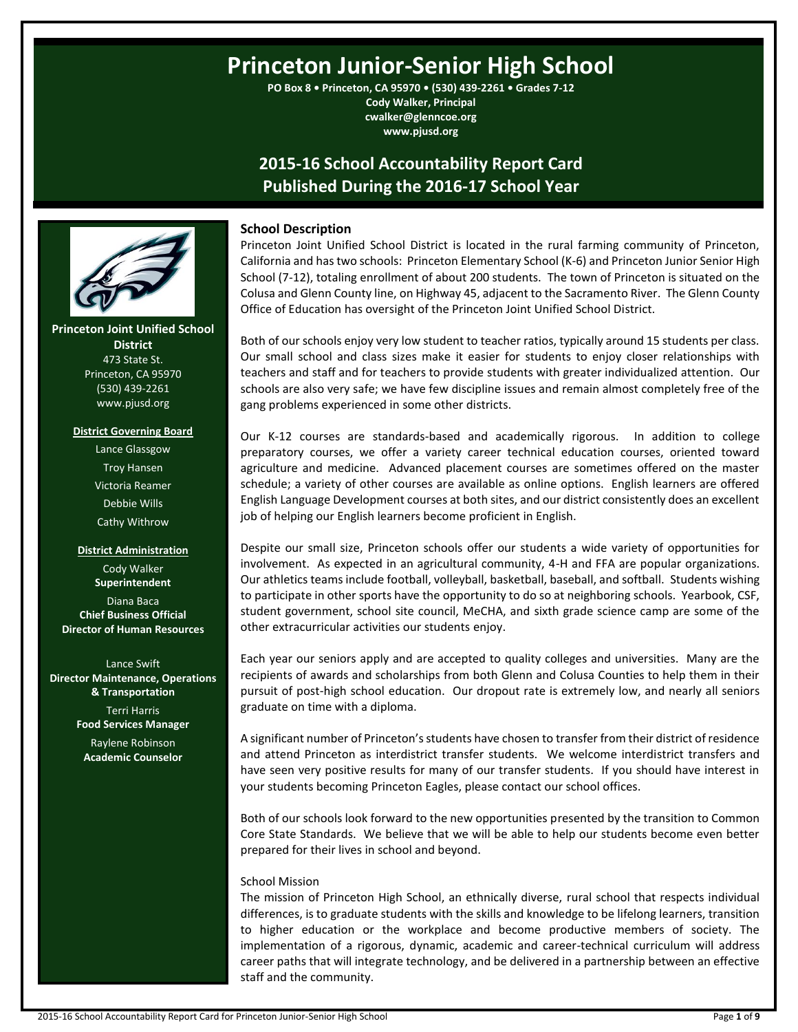# Princeton Junior-Senior High School

**PO Box 8 • Princeton, CA 95970 • (530) 439-2261 • Grades 7-12**
**Cody Walker, Principal**
**cwalker@glenncoe.org**
**www.pjusd.org**

## 2015-16 School Accountability Report Card
## Published During the 2016-17 School Year

**Princeton Joint Unified School District**
473 State St.
Princeton, CA 95970
(530) 439-2261
www.pjusd.org

**District Governing Board**

Lance Glassgow
Troy Hansen
Victoria Reamer
Debbie Wills
Cathy Withrow

**District Administration**

Cody Walker
**Superintendent**

Diana Baca
**Chief Business Official**
**Director of Human Resources**

Lance Swift
**Director Maintenance, Operations & Transportation**

Terri Harris
**Food Services Manager**

Raylene Robinson
**Academic Counselor**

### School Description

Princeton Joint Unified School District is located in the rural farming community of Princeton, California and has two schools: Princeton Elementary School (K-6) and Princeton Junior Senior High School (7-12), totaling enrollment of about 200 students. The town of Princeton is situated on the Colusa and Glenn County line, on Highway 45, adjacent to the Sacramento River. The Glenn County Office of Education has oversight of the Princeton Joint Unified School District.

Both of our schools enjoy very low student to teacher ratios, typically around 15 students per class. Our small school and class sizes make it easier for students to enjoy closer relationships with teachers and staff and for teachers to provide students with greater individualized attention. Our schools are also very safe; we have few discipline issues and remain almost completely free of the gang problems experienced in some other districts.

Our K-12 courses are standards-based and academically rigorous. In addition to college preparatory courses, we offer a variety career technical education courses, oriented toward agriculture and medicine. Advanced placement courses are sometimes offered on the master schedule; a variety of other courses are available as online options. English learners are offered English Language Development courses at both sites, and our district consistently does an excellent job of helping our English learners become proficient in English.

Despite our small size, Princeton schools offer our students a wide variety of opportunities for involvement. As expected in an agricultural community, 4-H and FFA are popular organizations. Our athletics teams include football, volleyball, basketball, baseball, and softball. Students wishing to participate in other sports have the opportunity to do so at neighboring schools. Yearbook, CSF, student government, school site council, MeCHA, and sixth grade science camp are some of the other extracurricular activities our students enjoy.

Each year our seniors apply and are accepted to quality colleges and universities. Many are the recipients of awards and scholarships from both Glenn and Colusa Counties to help them in their pursuit of post-high school education. Our dropout rate is extremely low, and nearly all seniors graduate on time with a diploma.

A significant number of Princeton's students have chosen to transfer from their district of residence and attend Princeton as interdistrict transfer students. We welcome interdistrict transfers and have seen very positive results for many of our transfer students. If you should have interest in your students becoming Princeton Eagles, please contact our school offices.

Both of our schools look forward to the new opportunities presented by the transition to Common Core State Standards. We believe that we will be able to help our students become even better prepared for their lives in school and beyond.

School Mission

The mission of Princeton High School, an ethnically diverse, rural school that respects individual differences, is to graduate students with the skills and knowledge to be lifelong learners, transition to higher education or the workplace and become productive members of society. The implementation of a rigorous, dynamic, academic and career-technical curriculum will address career paths that will integrate technology, and be delivered in a partnership between an effective staff and the community.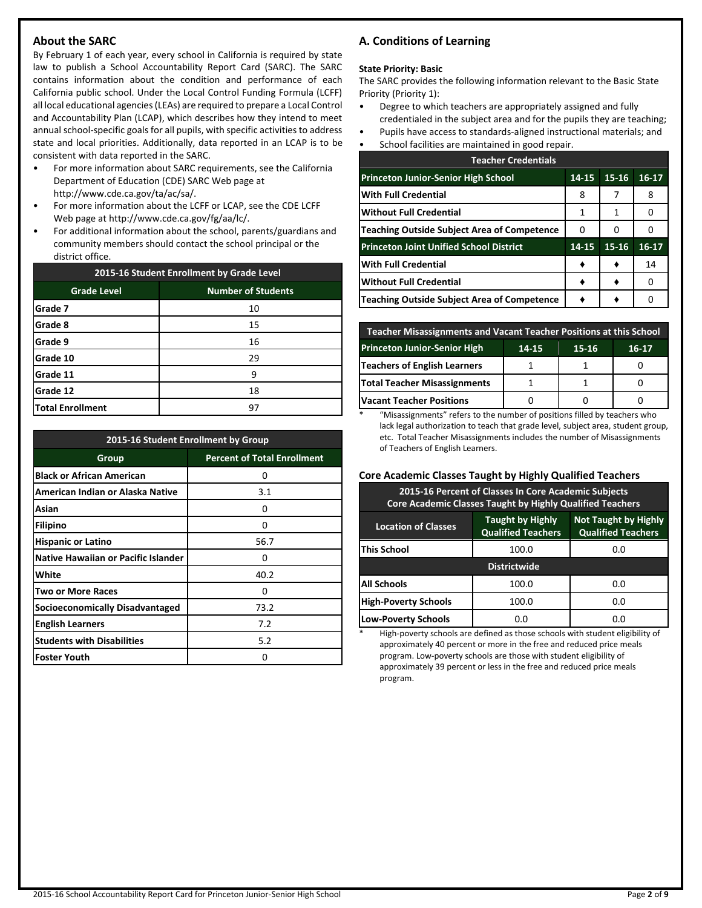## About the SARC

By February 1 of each year, every school in California is required by state law to publish a School Accountability Report Card (SARC). The SARC contains information about the condition and performance of each California public school. Under the Local Control Funding Formula (LCFF) all local educational agencies (LEAs) are required to prepare a Local Control and Accountability Plan (LCAP), which describes how they intend to meet annual school-specific goals for all pupils, with specific activities to address state and local priorities. Additionally, data reported in an LCAP is to be consistent with data reported in the SARC.

- For more information about SARC requirements, see the California Department of Education (CDE) SARC Web page at http://www.cde.ca.gov/ta/ac/sa/.
- For more information about the LCFF or LCAP, see the CDE LCFF Web page at http://www.cde.ca.gov/fg/aa/lc/.
- For additional information about the school, parents/guardians and community members should contact the school principal or the district office.

| 2015-16 Student Enrollment by Grade Level | |
|---|---|
| **Grade Level** | **Number of Students** |
| **Grade 7** | 10 |
| **Grade 8** | 15 |
| **Grade 9** | 16 |
| **Grade 10** | 29 |
| **Grade 11** | 9 |
| **Grade 12** | 18 |
| **Total Enrollment** | 97 |

| 2015-16 Student Enrollment by Group | |
|---|---|
| **Group** | **Percent of Total Enrollment** |
| **Black or African American** | 0 |
| **American Indian or Alaska Native** | 3.1 |
| **Asian** | 0 |
| **Filipino** | 0 |
| **Hispanic or Latino** | 56.7 |
| **Native Hawaiian or Pacific Islander** | 0 |
| **White** | 40.2 |
| **Two or More Races** | 0 |
| **Socioeconomically Disadvantaged** | 73.2 |
| **English Learners** | 7.2 |
| **Students with Disabilities** | 5.2 |
| **Foster Youth** | 0 |

## A. Conditions of Learning

**State Priority: Basic**

The SARC provides the following information relevant to the Basic State Priority (Priority 1):

- Degree to which teachers are appropriately assigned and fully credentialed in the subject area and for the pupils they are teaching;
- Pupils have access to standards-aligned instructional materials; and
- School facilities are maintained in good repair.

| Teacher Credentials | | | |
|---|---|---|---|
| **Princeton Junior-Senior High School** | **14-15** | **15-16** | **16-17** |
| **With Full Credential** | 8 | 7 | 8 |
| **Without Full Credential** | 1 | 1 | 0 |
| **Teaching Outside Subject Area of Competence** | 0 | 0 | 0 |
| **Princeton Joint Unified School District** | **14-15** | **15-16** | **16-17** |
| **With Full Credential** | ♦ | ♦ | 14 |
| **Without Full Credential** | ♦ | ♦ | 0 |
| **Teaching Outside Subject Area of Competence** | ♦ | ♦ | 0 |

| Teacher Misassignments and Vacant Teacher Positions at this School | | | |
|---|---|---|---|
| **Princeton Junior-Senior High** | **14-15** | **15-16** | **16-17** |
| **Teachers of English Learners** | 1 | 1 | 0 |
| **Total Teacher Misassignments** | 1 | 1 | 0 |
| **Vacant Teacher Positions** | 0 | 0 | 0 |

\* "Misassignments" refers to the number of positions filled by teachers who lack legal authorization to teach that grade level, subject area, student group, etc. Total Teacher Misassignments includes the number of Misassignments of Teachers of English Learners.

### Core Academic Classes Taught by Highly Qualified Teachers

| 2015-16 Percent of Classes In Core Academic Subjects Core Academic Classes Taught by Highly Qualified Teachers | | |
|---|---|---|
| **Location of Classes** | **Taught by Highly Qualified Teachers** | **Not Taught by Highly Qualified Teachers** |
| **This School** | 100.0 | 0.0 |
| **Districtwide** | | |
| **All Schools** | 100.0 | 0.0 |
| **High-Poverty Schools** | 100.0 | 0.0 |
| **Low-Poverty Schools** | 0.0 | 0.0 |

\* High-poverty schools are defined as those schools with student eligibility of approximately 40 percent or more in the free and reduced price meals program. Low-poverty schools are those with student eligibility of approximately 39 percent or less in the free and reduced price meals program.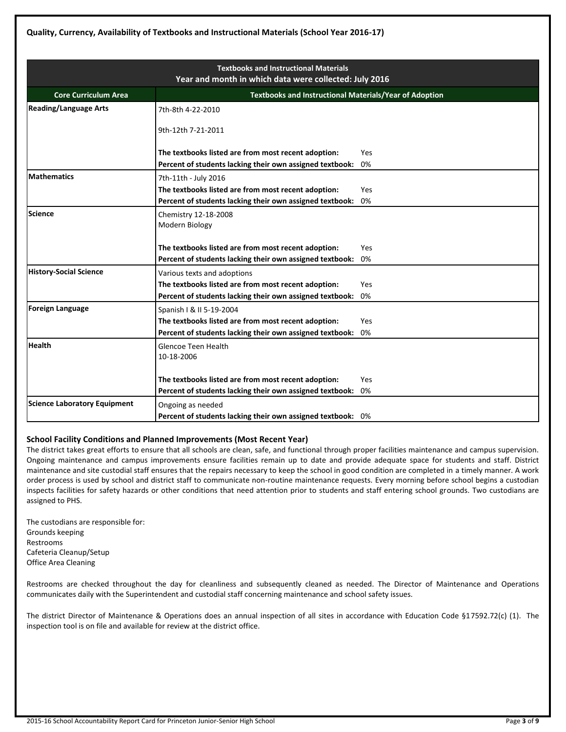### Quality, Currency, Availability of Textbooks and Instructional Materials (School Year 2016-17)

| Textbooks and Instructional Materials<br>Year and month in which data were collected: July 2016 | |
|---|---|
| **Core Curriculum Area** | **Textbooks and Instructional Materials/Year of Adoption** |
| **Reading/Language Arts** | 7th-8th 4-22-2010<br><br>9th-12th 7-21-2011<br><br>**The textbooks listed are from most recent adoption:** Yes<br>**Percent of students lacking their own assigned textbook:** 0% |
| **Mathematics** | 7th-11th - July 2016<br>**The textbooks listed are from most recent adoption:** Yes<br>**Percent of students lacking their own assigned textbook:** 0% |
| **Science** | Chemistry 12-18-2008<br>Modern Biology<br><br>**The textbooks listed are from most recent adoption:** Yes<br>**Percent of students lacking their own assigned textbook:** 0% |
| **History-Social Science** | Various texts and adoptions<br>**The textbooks listed are from most recent adoption:** Yes<br>**Percent of students lacking their own assigned textbook:** 0% |
| **Foreign Language** | Spanish I & II 5-19-2004<br>**The textbooks listed are from most recent adoption:** Yes<br>**Percent of students lacking their own assigned textbook:** 0% |
| **Health** | Glencoe Teen Health<br>10-18-2006<br><br>**The textbooks listed are from most recent adoption:** Yes<br>**Percent of students lacking their own assigned textbook:** 0% |
| **Science Laboratory Equipment** | Ongoing as needed<br>**Percent of students lacking their own assigned textbook:** 0% |

### School Facility Conditions and Planned Improvements (Most Recent Year)

The district takes great efforts to ensure that all schools are clean, safe, and functional through proper facilities maintenance and campus supervision. Ongoing maintenance and campus improvements ensure facilities remain up to date and provide adequate space for students and staff. District maintenance and site custodial staff ensures that the repairs necessary to keep the school in good condition are completed in a timely manner. A work order process is used by school and district staff to communicate non-routine maintenance requests. Every morning before school begins a custodian inspects facilities for safety hazards or other conditions that need attention prior to students and staff entering school grounds. Two custodians are assigned to PHS.

The custodians are responsible for:
Grounds keeping
Restrooms
Cafeteria Cleanup/Setup
Office Area Cleaning

Restrooms are checked throughout the day for cleanliness and subsequently cleaned as needed. The Director of Maintenance and Operations communicates daily with the Superintendent and custodial staff concerning maintenance and school safety issues.

The district Director of Maintenance & Operations does an annual inspection of all sites in accordance with Education Code §17592.72(c) (1). The inspection tool is on file and available for review at the district office.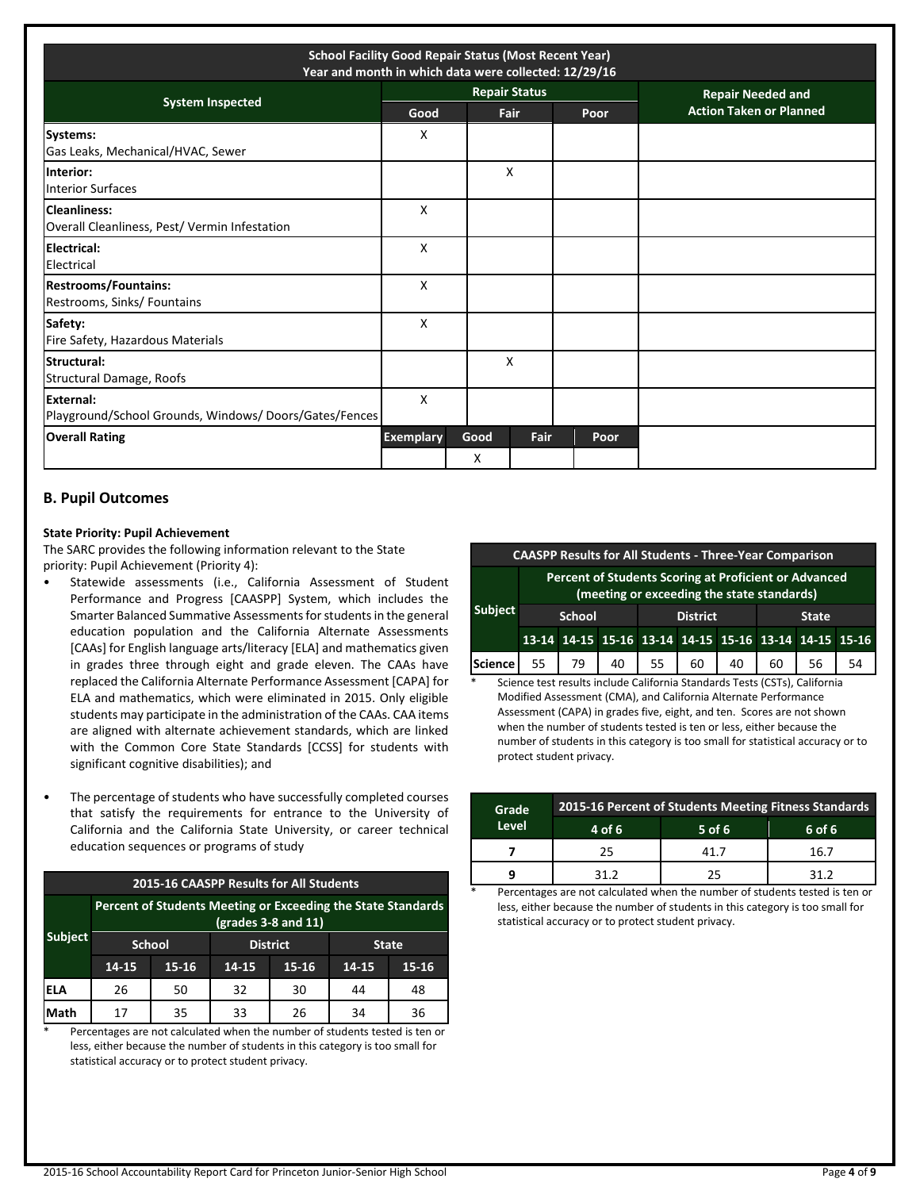| School Facility Good Repair Status (Most Recent Year) Year and month in which data were collected: 12/29/16 | | | | |
|---|---|---|---|---|
| **System Inspected** | **Repair Status** | | | **Repair Needed and Action Taken or Planned** |
| | **Good** | **Fair** | **Poor** | |
| **Systems:** Gas Leaks, Mechanical/HVAC, Sewer | X | | | |
| **Interior:** Interior Surfaces | | X | | |
| **Cleanliness:** Overall Cleanliness, Pest/ Vermin Infestation | X | | | |
| **Electrical:** Electrical | X | | | |
| **Restrooms/Fountains:** Restrooms, Sinks/ Fountains | X | | | |
| **Safety:** Fire Safety, Hazardous Materials | X | | | |
| **Structural:** Structural Damage, Roofs | | X | | |
| **External:** Playground/School Grounds, Windows/ Doors/Gates/Fences | X | | | |

| **Overall Rating** | **Exemplary** | **Good** | **Fair** | **Poor** |
|---|---|---|---|---|
| | | X | | |

## B. Pupil Outcomes

**State Priority: Pupil Achievement**

The SARC provides the following information relevant to the State priority: Pupil Achievement (Priority 4):

- Statewide assessments (i.e., California Assessment of Student Performance and Progress [CAASPP] System, which includes the Smarter Balanced Summative Assessments for students in the general education population and the California Alternate Assessments [CAAs] for English language arts/literacy [ELA] and mathematics given in grades three through eight and grade eleven. The CAAs have replaced the California Alternate Performance Assessment [CAPA] for ELA and mathematics, which were eliminated in 2015. Only eligible students may participate in the administration of the CAAs. CAA items are aligned with alternate achievement standards, which are linked with the Common Core State Standards [CCSS] for students with significant cognitive disabilities); and

- The percentage of students who have successfully completed courses that satisfy the requirements for entrance to the University of California and the California State University, or career technical education sequences or programs of study

| 2015-16 CAASPP Results for All Students | | | | | | |
|---|---|---|---|---|---|---|
| **Subject** | **Percent of Students Meeting or Exceeding the State Standards (grades 3-8 and 11)** | | | | | |
| | **School** | | **District** | | **State** | |
| | **14-15** | **15-16** | **14-15** | **15-16** | **14-15** | **15-16** |
| **ELA** | 26 | 50 | 32 | 30 | 44 | 48 |
| **Math** | 17 | 35 | 33 | 26 | 34 | 36 |

\* Percentages are not calculated when the number of students tested is ten or less, either because the number of students in this category is too small for statistical accuracy or to protect student privacy.

| CAASPP Results for All Students - Three-Year Comparison | | | | | | | | | |
|---|---|---|---|---|---|---|---|---|---|
| **Subject** | **Percent of Students Scoring at Proficient or Advanced (meeting or exceeding the state standards)** | | | | | | | | |
| | **School** | | | **District** | | | **State** | | |
| | **13-14** | **14-15** | **15-16** | **13-14** | **14-15** | **15-16** | **13-14** | **14-15** | **15-16** |
| **Science** | 55 | 79 | 40 | 55 | 60 | 40 | 60 | 56 | 54 |

\* Science test results include California Standards Tests (CSTs), California Modified Assessment (CMA), and California Alternate Performance Assessment (CAPA) in grades five, eight, and ten. Scores are not shown when the number of students tested is ten or less, either because the number of students in this category is too small for statistical accuracy or to protect student privacy.

| Grade Level | 2015-16 Percent of Students Meeting Fitness Standards | | |
|---|---|---|---|
| | **4 of 6** | **5 of 6** | **6 of 6** |
| **7** | 25 | 41.7 | 16.7 |
| **9** | 31.2 | 25 | 31.2 |

\* Percentages are not calculated when the number of students tested is ten or less, either because the number of students in this category is too small for statistical accuracy or to protect student privacy.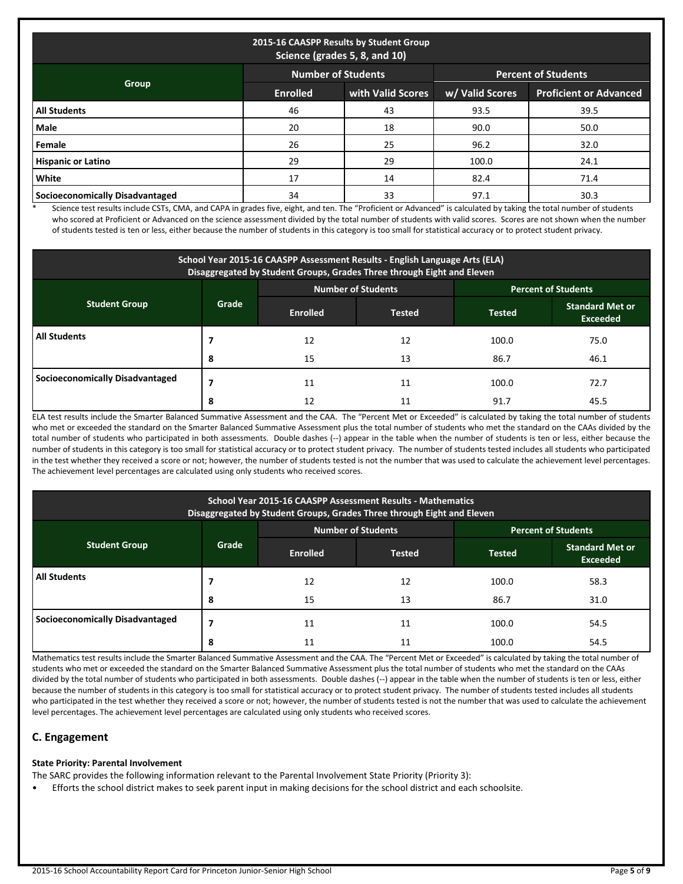| 2015-16 CAASPP Results by Student Group Science (grades 5, 8, and 10) | | | | |
|---|---|---|---|---|
| Group | Number of Students | | Percent of Students | |
| | Enrolled | with Valid Scores | w/ Valid Scores | Proficient or Advanced |
| **All Students** | 46 | 43 | 93.5 | 39.5 |
| **Male** | 20 | 18 | 90.0 | 50.0 |
| **Female** | 26 | 25 | 96.2 | 32.0 |
| **Hispanic or Latino** | 29 | 29 | 100.0 | 24.1 |
| **White** | 17 | 14 | 82.4 | 71.4 |
| **Socioeconomically Disadvantaged** | 34 | 33 | 97.1 | 30.3 |

* Science test results include CSTs, CMA, and CAPA in grades five, eight, and ten. The "Proficient or Advanced" is calculated by taking the total number of students who scored at Proficient or Advanced on the science assessment divided by the total number of students with valid scores. Scores are not shown when the number of students tested is ten or less, either because the number of students in this category is too small for statistical accuracy or to protect student privacy.

| School Year 2015-16 CAASPP Assessment Results - English Language Arts (ELA) Disaggregated by Student Groups, Grades Three through Eight and Eleven | | | | | |
|---|---|---|---|---|---|
| Student Group | Grade | Number of Students | | Percent of Students | |
| | | Enrolled | Tested | Tested | Standard Met or Exceeded |
| **All Students** | 7 | 12 | 12 | 100.0 | 75.0 |
| | 8 | 15 | 13 | 86.7 | 46.1 |
| **Socioeconomically Disadvantaged** | 7 | 11 | 11 | 100.0 | 72.7 |
| | 8 | 12 | 11 | 91.7 | 45.5 |

ELA test results include the Smarter Balanced Summative Assessment and the CAA. The "Percent Met or Exceeded" is calculated by taking the total number of students who met or exceeded the standard on the Smarter Balanced Summative Assessment plus the total number of students who met the standard on the CAAs divided by the total number of students who participated in both assessments. Double dashes (--) appear in the table when the number of students is ten or less, either because the number of students in this category is too small for statistical accuracy or to protect student privacy. The number of students tested includes all students who participated in the test whether they received a score or not; however, the number of students tested is not the number that was used to calculate the achievement level percentages. The achievement level percentages are calculated using only students who received scores.

| School Year 2015-16 CAASPP Assessment Results - Mathematics Disaggregated by Student Groups, Grades Three through Eight and Eleven | | | | | |
|---|---|---|---|---|---|
| Student Group | Grade | Number of Students | | Percent of Students | |
| | | Enrolled | Tested | Tested | Standard Met or Exceeded |
| **All Students** | 7 | 12 | 12 | 100.0 | 58.3 |
| | 8 | 15 | 13 | 86.7 | 31.0 |
| **Socioeconomically Disadvantaged** | 7 | 11 | 11 | 100.0 | 54.5 |
| | 8 | 11 | 11 | 100.0 | 54.5 |

Mathematics test results include the Smarter Balanced Summative Assessment and the CAA. The "Percent Met or Exceeded" is calculated by taking the total number of students who met or exceeded the standard on the Smarter Balanced Summative Assessment plus the total number of students who met the standard on the CAAs divided by the total number of students who participated in both assessments. Double dashes (--) appear in the table when the number of students is ten or less, either because the number of students in this category is too small for statistical accuracy or to protect student privacy. The number of students tested includes all students who participated in the test whether they received a score or not; however, the number of students tested is not the number that was used to calculate the achievement level percentages. The achievement level percentages are calculated using only students who received scores.

## C. Engagement

**State Priority: Parental Involvement**

The SARC provides the following information relevant to the Parental Involvement State Priority (Priority 3):

- Efforts the school district makes to seek parent input in making decisions for the school district and each schoolsite.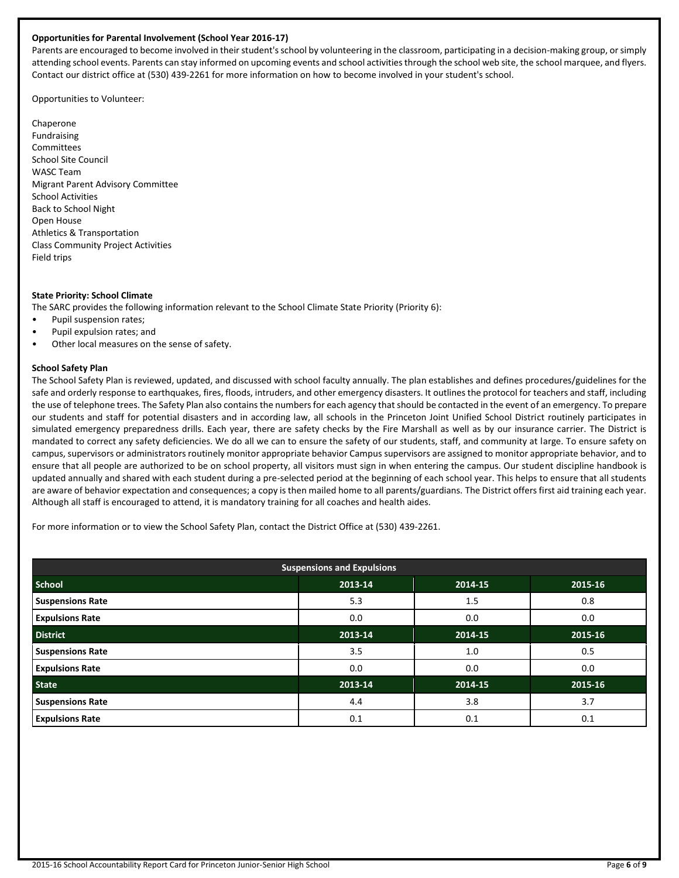**Opportunities for Parental Involvement (School Year 2016-17)**

Parents are encouraged to become involved in their student's school by volunteering in the classroom, participating in a decision-making group, or simply attending school events. Parents can stay informed on upcoming events and school activities through the school web site, the school marquee, and flyers. Contact our district office at (530) 439-2261 for more information on how to become involved in your student's school.

Opportunities to Volunteer:

Chaperone
Fundraising
Committees
School Site Council
WASC Team
Migrant Parent Advisory Committee
School Activities
Back to School Night
Open House
Athletics & Transportation
Class Community Project Activities
Field trips

**State Priority: School Climate**

The SARC provides the following information relevant to the School Climate State Priority (Priority 6):

- Pupil suspension rates;
- Pupil expulsion rates; and
- Other local measures on the sense of safety.

**School Safety Plan**

The School Safety Plan is reviewed, updated, and discussed with school faculty annually. The plan establishes and defines procedures/guidelines for the safe and orderly response to earthquakes, fires, floods, intruders, and other emergency disasters. It outlines the protocol for teachers and staff, including the use of telephone trees. The Safety Plan also contains the numbers for each agency that should be contacted in the event of an emergency. To prepare our students and staff for potential disasters and in according law, all schools in the Princeton Joint Unified School District routinely participates in simulated emergency preparedness drills. Each year, there are safety checks by the Fire Marshall as well as by our insurance carrier. The District is mandated to correct any safety deficiencies. We do all we can to ensure the safety of our students, staff, and community at large. To ensure safety on campus, supervisors or administrators routinely monitor appropriate behavior Campus supervisors are assigned to monitor appropriate behavior, and to ensure that all people are authorized to be on school property, all visitors must sign in when entering the campus. Our student discipline handbook is updated annually and shared with each student during a pre-selected period at the beginning of each school year. This helps to ensure that all students are aware of behavior expectation and consequences; a copy is then mailed home to all parents/guardians. The District offers first aid training each year. Although all staff is encouraged to attend, it is mandatory training for all coaches and health aides.

For more information or to view the School Safety Plan, contact the District Office at (530) 439-2261.

| Suspensions and Expulsions | | | |
|---|---|---|---|
| **School** | **2013-14** | **2014-15** | **2015-16** |
| **Suspensions Rate** | 5.3 | 1.5 | 0.8 |
| **Expulsions Rate** | 0.0 | 0.0 | 0.0 |
| **District** | **2013-14** | **2014-15** | **2015-16** |
| **Suspensions Rate** | 3.5 | 1.0 | 0.5 |
| **Expulsions Rate** | 0.0 | 0.0 | 0.0 |
| **State** | **2013-14** | **2014-15** | **2015-16** |
| **Suspensions Rate** | 4.4 | 3.8 | 3.7 |
| **Expulsions Rate** | 0.1 | 0.1 | 0.1 |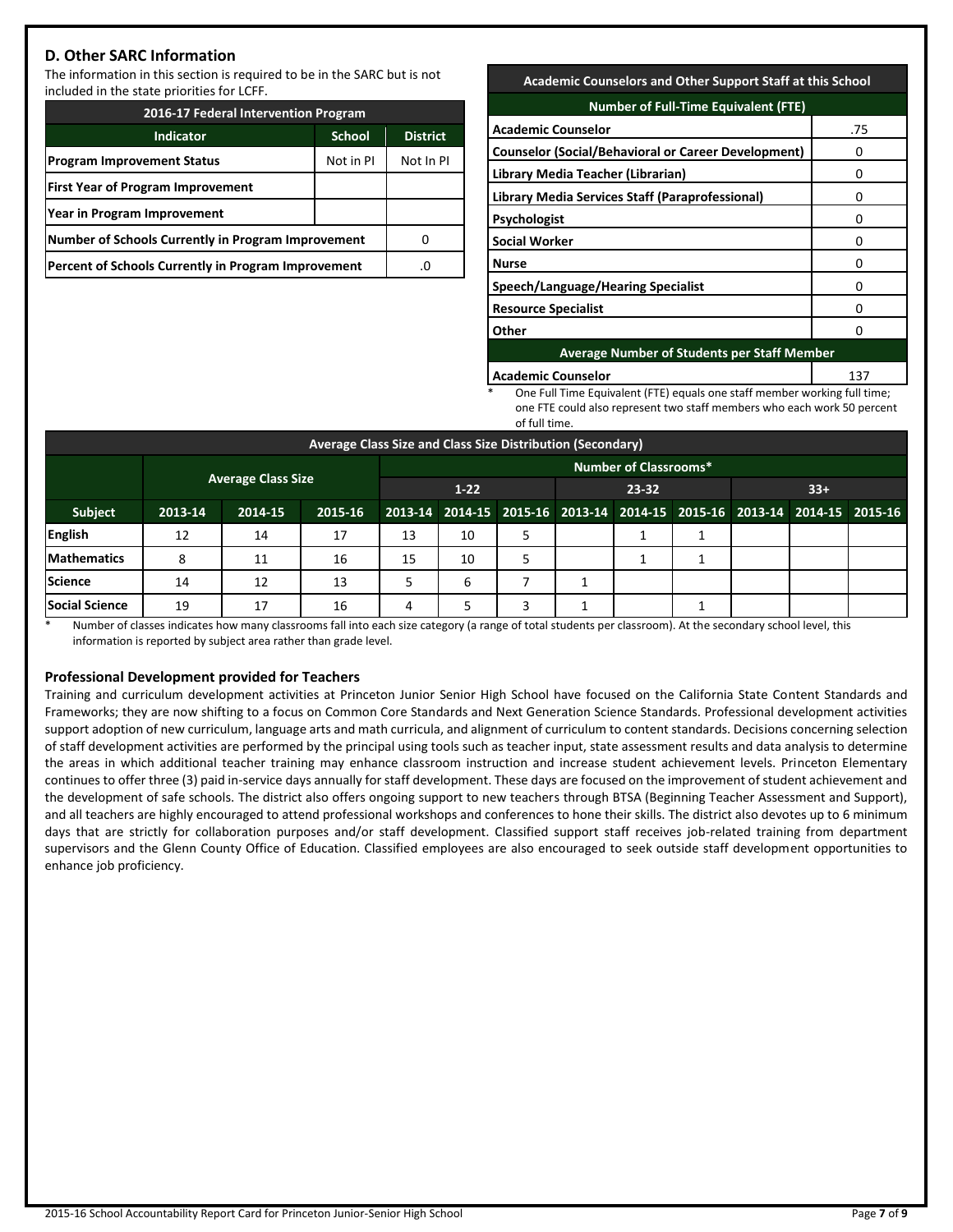## D. Other SARC Information

The information in this section is required to be in the SARC but is not included in the state priorities for LCFF.

| 2016-17 Federal Intervention Program | | |
|---|---|---|
| **Indicator** | **School** | **District** |
| **Program Improvement Status** | Not in PI | Not In PI |
| **First Year of Program Improvement** | | |
| **Year in Program Improvement** | | |
| **Number of Schools Currently in Program Improvement** | | 0 |
| **Percent of Schools Currently in Program Improvement** | | .0 |

| Academic Counselors and Other Support Staff at this School | |
|---|---|
| **Number of Full-Time Equivalent (FTE)** | |
| **Academic Counselor** | .75 |
| **Counselor (Social/Behavioral or Career Development)** | 0 |
| **Library Media Teacher (Librarian)** | 0 |
| **Library Media Services Staff (Paraprofessional)** | 0 |
| **Psychologist** | 0 |
| **Social Worker** | 0 |
| **Nurse** | 0 |
| **Speech/Language/Hearing Specialist** | 0 |
| **Resource Specialist** | 0 |
| **Other** | 0 |
| **Average Number of Students per Staff Member** | |
| **Academic Counselor** | 137 |

\* One Full Time Equivalent (FTE) equals one staff member working full time; one FTE could also represent two staff members who each work 50 percent of full time.

| Average Class Size and Class Size Distribution (Secondary) | | | | | | | | | | | | |
|---|---|---|---|---|---|---|---|---|---|---|---|---|
| | Average Class Size | | | Number of Classrooms* | | | | | | | | |
| | | | | 1-22 | | | 23-32 | | | 33+ | | |
| **Subject** | **2013-14** | **2014-15** | **2015-16** | **2013-14** | **2014-15** | **2015-16** | **2013-14** | **2014-15** | **2015-16** | **2013-14** | **2014-15** | **2015-16** |
| **English** | 12 | 14 | 17 | 13 | 10 | 5 | | 1 | 1 | | | |
| **Mathematics** | 8 | 11 | 16 | 15 | 10 | 5 | | 1 | 1 | | | |
| **Science** | 14 | 12 | 13 | 5 | 6 | 7 | 1 | | | | | |
| **Social Science** | 19 | 17 | 16 | 4 | 5 | 3 | 1 | | 1 | | | |

\* Number of classes indicates how many classrooms fall into each size category (a range of total students per classroom). At the secondary school level, this information is reported by subject area rather than grade level.

### Professional Development provided for Teachers

Training and curriculum development activities at Princeton Junior Senior High School have focused on the California State Content Standards and Frameworks; they are now shifting to a focus on Common Core Standards and Next Generation Science Standards. Professional development activities support adoption of new curriculum, language arts and math curricula, and alignment of curriculum to content standards. Decisions concerning selection of staff development activities are performed by the principal using tools such as teacher input, state assessment results and data analysis to determine the areas in which additional teacher training may enhance classroom instruction and increase student achievement levels. Princeton Elementary continues to offer three (3) paid in-service days annually for staff development. These days are focused on the improvement of student achievement and the development of safe schools. The district also offers ongoing support to new teachers through BTSA (Beginning Teacher Assessment and Support), and all teachers are highly encouraged to attend professional workshops and conferences to hone their skills. The district also devotes up to 6 minimum days that are strictly for collaboration purposes and/or staff development. Classified support staff receives job-related training from department supervisors and the Glenn County Office of Education. Classified employees are also encouraged to seek outside staff development opportunities to enhance job proficiency.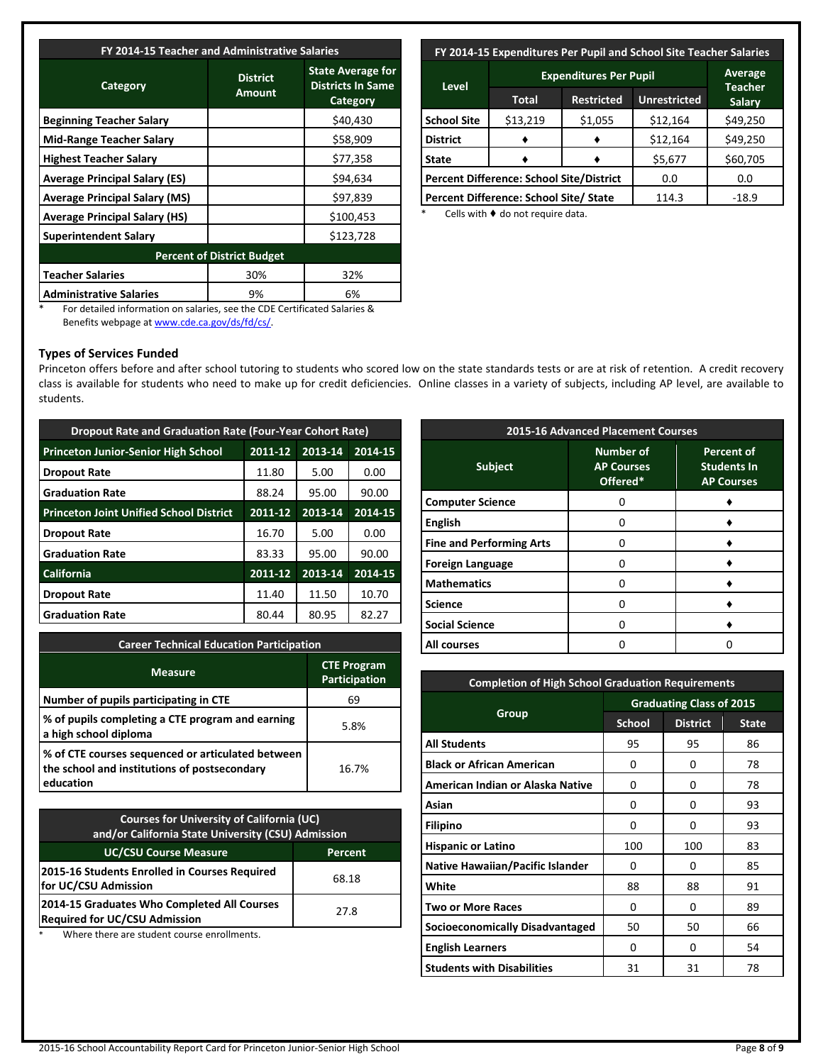| FY 2014-15 Teacher and Administrative Salaries | | |
|---|---|---|
| **Category** | **District Amount** | **State Average for Districts In Same Category** |
| **Beginning Teacher Salary** | | $40,430 |
| **Mid-Range Teacher Salary** | | $58,909 |
| **Highest Teacher Salary** | | $77,358 |
| **Average Principal Salary (ES)** | | $94,634 |
| **Average Principal Salary (MS)** | | $97,839 |
| **Average Principal Salary (HS)** | | $100,453 |
| **Superintendent Salary** | | $123,728 |
| **Percent of District Budget** | | |
| **Teacher Salaries** | 30% | 32% |
| **Administrative Salaries** | 9% | 6% |

\* For detailed information on salaries, see the CDE Certificated Salaries & Benefits webpage at www.cde.ca.gov/ds/fd/cs/.

| FY 2014-15 Expenditures Per Pupil and School Site Teacher Salaries | | | | |
|---|---|---|---|---|
| **Level** | **Expenditures Per Pupil** | | | **Average Teacher Salary** |
| | **Total** | **Restricted** | **Unrestricted** | |
| **School Site** | $13,219 | $1,055 | $12,164 | $49,250 |
| **District** | ♦ | ♦ | $12,164 | $49,250 |
| **State** | ♦ | ♦ | $5,677 | $60,705 |
| **Percent Difference: School Site/District** | | | 0.0 | 0.0 |
| **Percent Difference: School Site/ State** | | | 114.3 | -18.9 |

\* Cells with ♦ do not require data.

## Types of Services Funded

Princeton offers before and after school tutoring to students who scored low on the state standards tests or are at risk of retention. A credit recovery class is available for students who need to make up for credit deficiencies. Online classes in a variety of subjects, including AP level, are available to students.

| Dropout Rate and Graduation Rate (Four-Year Cohort Rate) | | | |
|---|---|---|---|
| **Princeton Junior-Senior High School** | **2011-12** | **2013-14** | **2014-15** |
| **Dropout Rate** | 11.80 | 5.00 | 0.00 |
| **Graduation Rate** | 88.24 | 95.00 | 90.00 |
| **Princeton Joint Unified School District** | **2011-12** | **2013-14** | **2014-15** |
| **Dropout Rate** | 16.70 | 5.00 | 0.00 |
| **Graduation Rate** | 83.33 | 95.00 | 90.00 |
| **California** | **2011-12** | **2013-14** | **2014-15** |
| **Dropout Rate** | 11.40 | 11.50 | 10.70 |
| **Graduation Rate** | 80.44 | 80.95 | 82.27 |

| 2015-16 Advanced Placement Courses | | |
|---|---|---|
| **Subject** | **Number of AP Courses Offered*** | **Percent of Students In AP Courses** |
| **Computer Science** | 0 | ♦ |
| **English** | 0 | ♦ |
| **Fine and Performing Arts** | 0 | ♦ |
| **Foreign Language** | 0 | ♦ |
| **Mathematics** | 0 | ♦ |
| **Science** | 0 | ♦ |
| **Social Science** | 0 | ♦ |
| **All courses** | 0 | 0 |

| Career Technical Education Participation | |
|---|---|
| **Measure** | **CTE Program Participation** |
| **Number of pupils participating in CTE** | 69 |
| **% of pupils completing a CTE program and earning a high school diploma** | 5.8% |
| **% of CTE courses sequenced or articulated between the school and institutions of postsecondary education** | 16.7% |

| Courses for University of California (UC) and/or California State University (CSU) Admission | |
|---|---|
| **UC/CSU Course Measure** | **Percent** |
| **2015-16 Students Enrolled in Courses Required for UC/CSU Admission** | 68.18 |
| **2014-15 Graduates Who Completed All Courses Required for UC/CSU Admission** | 27.8 |

\* Where there are student course enrollments.

| Completion of High School Graduation Requirements | | | |
|---|---|---|---|
| **Group** | **Graduating Class of 2015** | | |
| | **School** | **District** | **State** |
| **All Students** | 95 | 95 | 86 |
| **Black or African American** | 0 | 0 | 78 |
| **American Indian or Alaska Native** | 0 | 0 | 78 |
| **Asian** | 0 | 0 | 93 |
| **Filipino** | 0 | 0 | 93 |
| **Hispanic or Latino** | 100 | 100 | 83 |
| **Native Hawaiian/Pacific Islander** | 0 | 0 | 85 |
| **White** | 88 | 88 | 91 |
| **Two or More Races** | 0 | 0 | 89 |
| **Socioeconomically Disadvantaged** | 50 | 50 | 66 |
| **English Learners** | 0 | 0 | 54 |
| **Students with Disabilities** | 31 | 31 | 78 |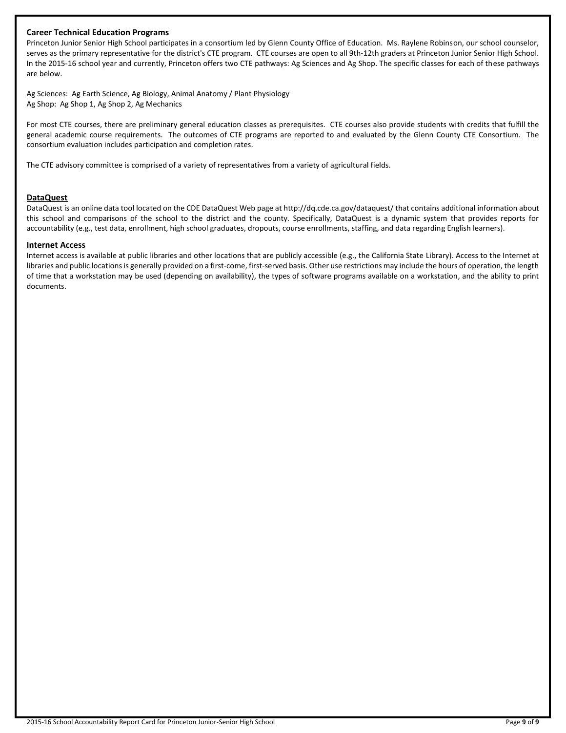**Career Technical Education Programs**

Princeton Junior Senior High School participates in a consortium led by Glenn County Office of Education. Ms. Raylene Robinson, our school counselor, serves as the primary representative for the district's CTE program. CTE courses are open to all 9th-12th graders at Princeton Junior Senior High School. In the 2015-16 school year and currently, Princeton offers two CTE pathways: Ag Sciences and Ag Shop. The specific classes for each of these pathways are below.

Ag Sciences: Ag Earth Science, Ag Biology, Animal Anatomy / Plant Physiology
Ag Shop: Ag Shop 1, Ag Shop 2, Ag Mechanics

For most CTE courses, there are preliminary general education classes as prerequisites. CTE courses also provide students with credits that fulfill the general academic course requirements. The outcomes of CTE programs are reported to and evaluated by the Glenn County CTE Consortium. The consortium evaluation includes participation and completion rates.

The CTE advisory committee is comprised of a variety of representatives from a variety of agricultural fields.

**DataQuest**

DataQuest is an online data tool located on the CDE DataQuest Web page at http://dq.cde.ca.gov/dataquest/ that contains additional information about this school and comparisons of the school to the district and the county. Specifically, DataQuest is a dynamic system that provides reports for accountability (e.g., test data, enrollment, high school graduates, dropouts, course enrollments, staffing, and data regarding English learners).

**Internet Access**

Internet access is available at public libraries and other locations that are publicly accessible (e.g., the California State Library). Access to the Internet at libraries and public locations is generally provided on a first-come, first-served basis. Other use restrictions may include the hours of operation, the length of time that a workstation may be used (depending on availability), the types of software programs available on a workstation, and the ability to print documents.